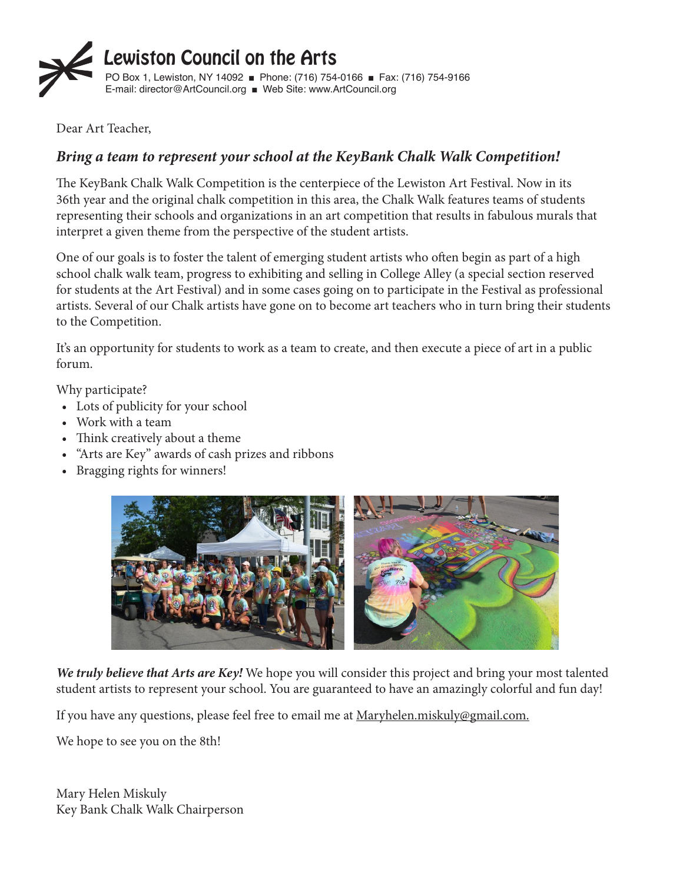# Lewiston Council on the Arts

PO Box 1, Lewiston, NY 14092 ■ Phone: (716) 754-0166 ■ Fax: (716) 754-9166
E-mail: director@ArtCouncil.org ■ Web Site: www.ArtCouncil.org

Dear Art Teacher,

## ***Bring a team to represent your school at the KeyBank Chalk Walk Competition!***

The KeyBank Chalk Walk Competition is the centerpiece of the Lewiston Art Festival. Now in its 36th year and the original chalk competition in this area, the Chalk Walk features teams of students representing their schools and organizations in an art competition that results in fabulous murals that interpret a given theme from the perspective of the student artists.

One of our goals is to foster the talent of emerging student artists who often begin as part of a high school chalk walk team, progress to exhibiting and selling in College Alley (a special section reserved for students at the Art Festival) and in some cases going on to participate in the Festival as professional artists. Several of our Chalk artists have gone on to become art teachers who in turn bring their students to the Competition.

It's an opportunity for students to work as a team to create, and then execute a piece of art in a public forum.

Why participate?

- Lots of publicity for your school
- Work with a team
- Think creatively about a theme
- "Arts are Key" awards of cash prizes and ribbons
- Bragging rights for winners!

***We truly believe that Arts are Key!*** We hope you will consider this project and bring your most talented student artists to represent your school. You are guaranteed to have an amazingly colorful and fun day!

If you have any questions, please feel free to email me at Maryhelen.miskuly@gmail.com.

We hope to see you on the 8th!

Mary Helen Miskuly
Key Bank Chalk Walk Chairperson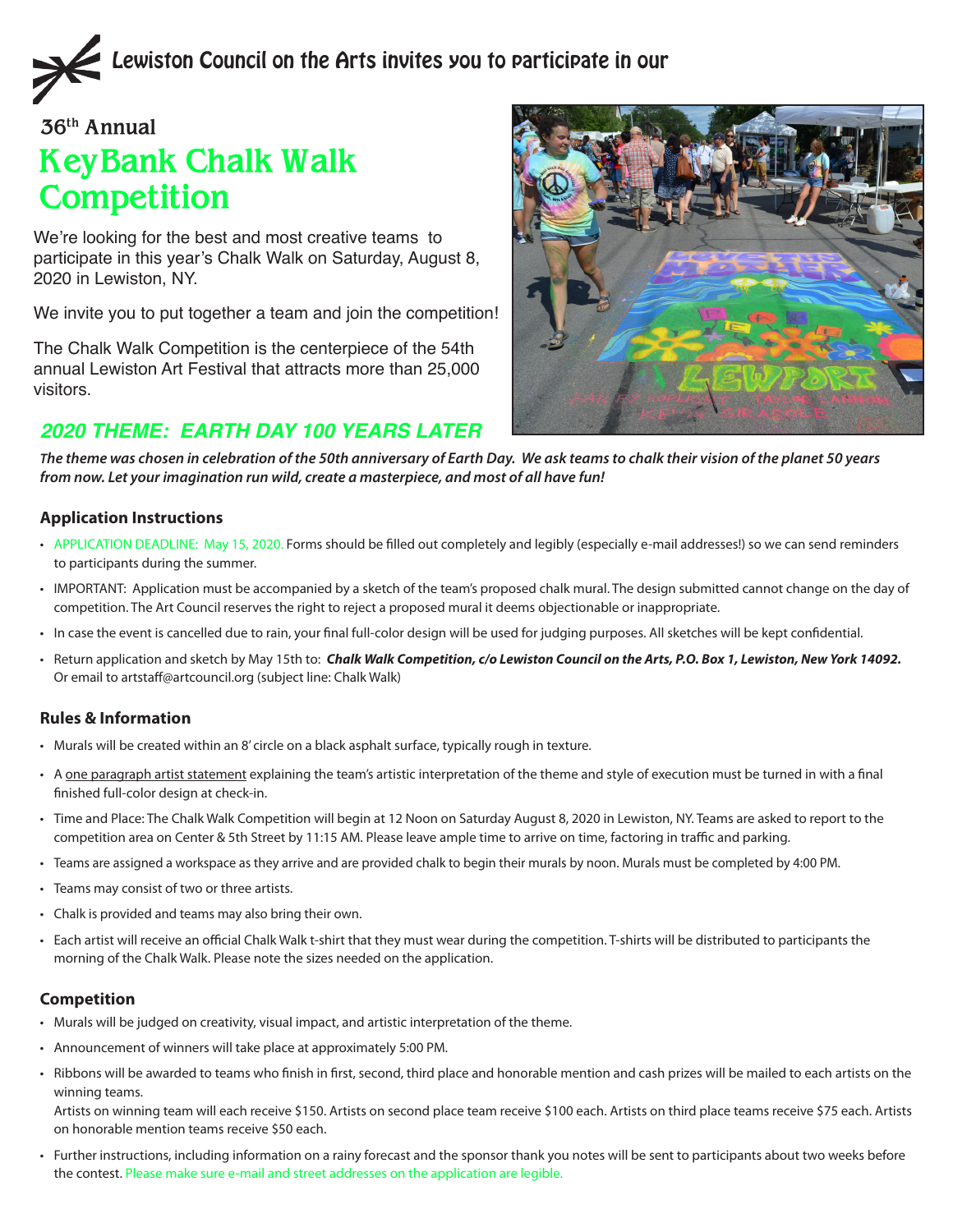Lewiston Council on the Arts invites you to participate in our

36th Annual

# KeyBank Chalk Walk Competition

We're looking for the best and most creative teams to participate in this year's Chalk Walk on Saturday, August 8, 2020 in Lewiston, NY.

We invite you to put together a team and join the competition!

The Chalk Walk Competition is the centerpiece of the 54th annual Lewiston Art Festival that attracts more than 25,000 visitors.

## *2020 THEME: EARTH DAY 100 YEARS LATER*

***The theme was chosen in celebration of the 50th anniversary of Earth Day. We ask teams to chalk their vision of the planet 50 years from now. Let your imagination run wild, create a masterpiece, and most of all have fun!***

### Application Instructions

- APPLICATION DEADLINE: May 15, 2020. Forms should be filled out completely and legibly (especially e-mail addresses!) so we can send reminders to participants during the summer.
- IMPORTANT: Application must be accompanied by a sketch of the team's proposed chalk mural. The design submitted cannot change on the day of competition. The Art Council reserves the right to reject a proposed mural it deems objectionable or inappropriate.
- In case the event is cancelled due to rain, your final full-color design will be used for judging purposes. All sketches will be kept confidential.
- Return application and sketch by May 15th to: ***Chalk Walk Competition, c/o Lewiston Council on the Arts, P.O. Box 1, Lewiston, New York 14092.*** Or email to artstaff@artcouncil.org (subject line: Chalk Walk)

### Rules & Information

- Murals will be created within an 8' circle on a black asphalt surface, typically rough in texture.
- A one paragraph artist statement explaining the team's artistic interpretation of the theme and style of execution must be turned in with a final finished full-color design at check-in.
- Time and Place: The Chalk Walk Competition will begin at 12 Noon on Saturday August 8, 2020 in Lewiston, NY. Teams are asked to report to the competition area on Center & 5th Street by 11:15 AM. Please leave ample time to arrive on time, factoring in traffic and parking.
- Teams are assigned a workspace as they arrive and are provided chalk to begin their murals by noon. Murals must be completed by 4:00 PM.
- Teams may consist of two or three artists.
- Chalk is provided and teams may also bring their own.
- Each artist will receive an official Chalk Walk t-shirt that they must wear during the competition. T-shirts will be distributed to participants the morning of the Chalk Walk. Please note the sizes needed on the application.

### Competition

- Murals will be judged on creativity, visual impact, and artistic interpretation of the theme.
- Announcement of winners will take place at approximately 5:00 PM.
- Ribbons will be awarded to teams who finish in first, second, third place and honorable mention and cash prizes will be mailed to each artists on the winning teams.
  Artists on winning team will each receive $150. Artists on second place team receive $100 each. Artists on third place teams receive $75 each. Artists on honorable mention teams receive $50 each.
- Further instructions, including information on a rainy forecast and the sponsor thank you notes will be sent to participants about two weeks before the contest. Please make sure e-mail and street addresses on the application are legible.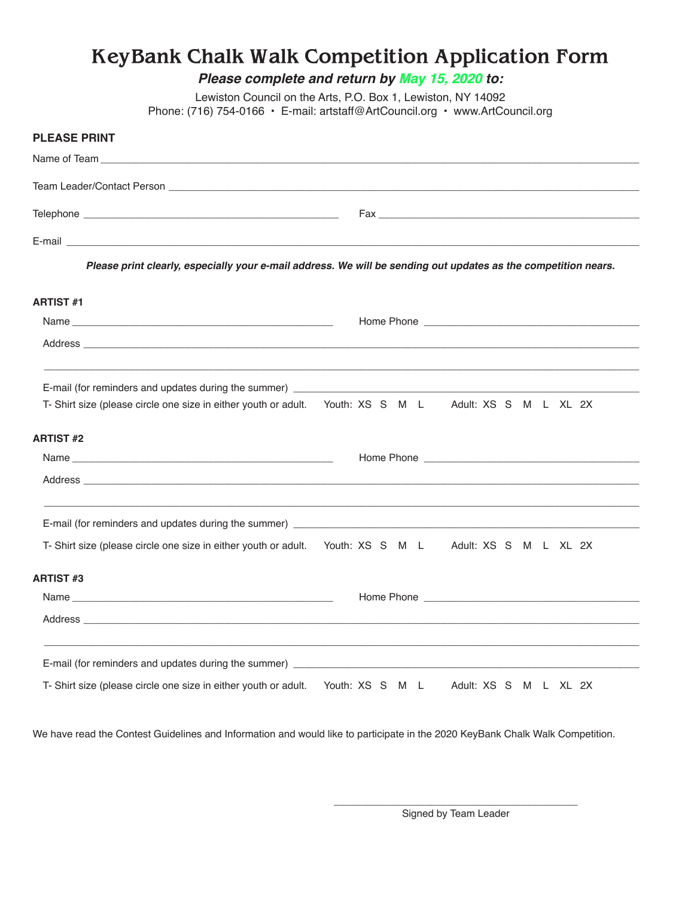# KeyBank Chalk Walk Competition Application Form

***Please complete and return by May 15, 2020 to:***

Lewiston Council on the Arts, P.O. Box 1, Lewiston, NY 14092
Phone: (716) 754-0166 • E-mail: artstaff@ArtCouncil.org • www.ArtCouncil.org

**PLEASE PRINT**

Name of Team ________________________________________________

Team Leader/Contact Person ________________________________________________

Telephone ________________________ Fax ________________________

E-mail ________________________________________________

***Please print clearly, especially your e-mail address. We will be sending out updates as the competition nears.***

**ARTIST #1**

Name ________________________ Home Phone ________________________

Address ________________________________________________

________________________________________________

E-mail (for reminders and updates during the summer) ________________________

T- Shirt size (please circle one size in either youth or adult. Youth: XS S M L Adult: XS S M L XL 2X

**ARTIST #2**

Name ________________________ Home Phone ________________________

Address ________________________________________________

________________________________________________

E-mail (for reminders and updates during the summer) ________________________

T- Shirt size (please circle one size in either youth or adult. Youth: XS S M L Adult: XS S M L XL 2X

**ARTIST #3**

Name ________________________ Home Phone ________________________

Address ________________________________________________

________________________________________________

E-mail (for reminders and updates during the summer) ________________________

T- Shirt size (please circle one size in either youth or adult. Youth: XS S M L Adult: XS S M L XL 2X

We have read the Contest Guidelines and Information and would like to participate in the 2020 KeyBank Chalk Walk Competition.

________________________________________________
Signed by Team Leader